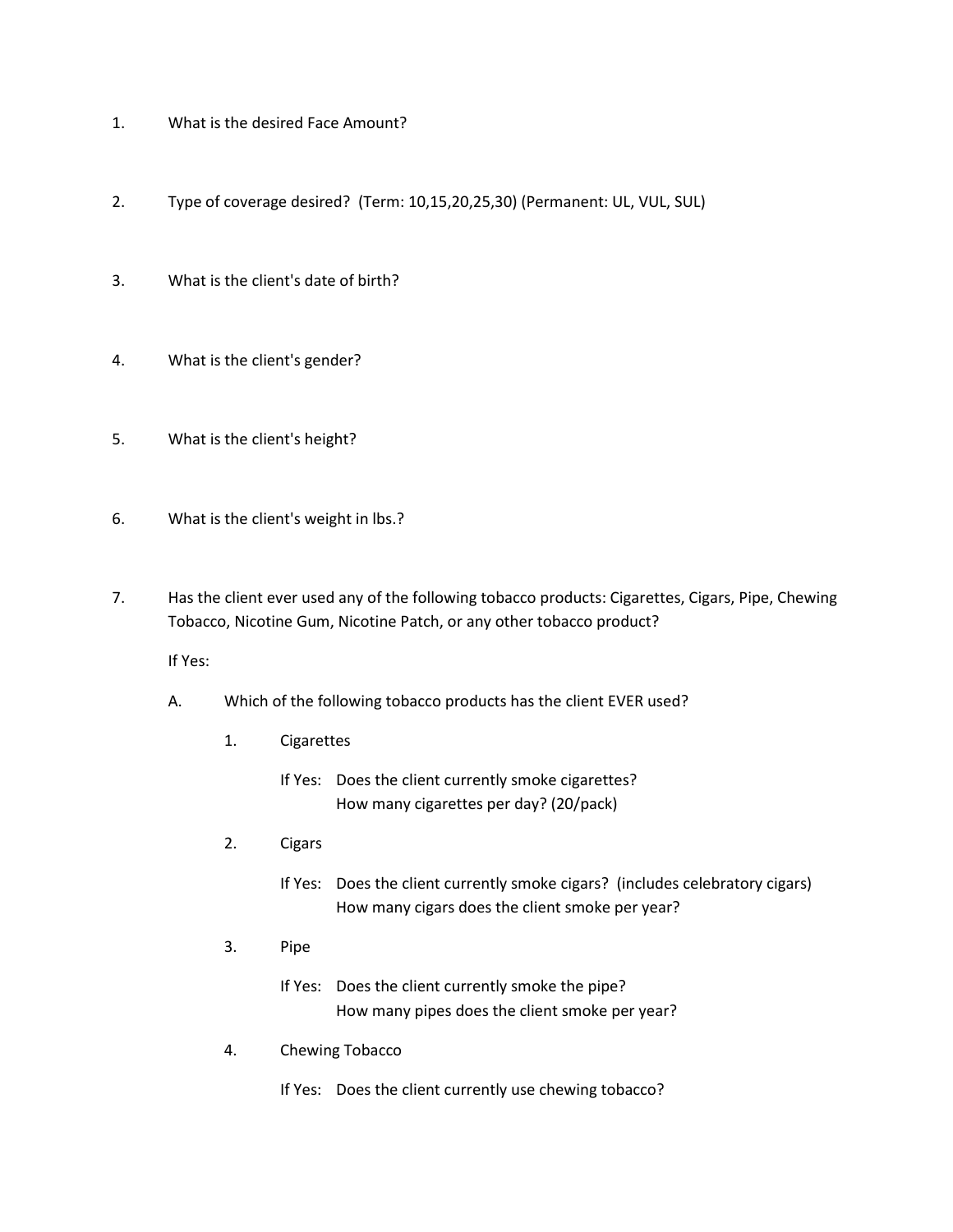1. What is the desired Face Amount?

2. Type of coverage desired? (Term: 10,15,20,25,30) (Permanent: UL, VUL, SUL)

3. What is the client's date of birth?

4. What is the client's gender?

5. What is the client's height?

6. What is the client's weight in lbs.?

7. Has the client ever used any of the following tobacco products: Cigarettes, Cigars, Pipe, Chewing Tobacco, Nicotine Gum, Nicotine Patch, or any other tobacco product?

   If Yes:

   A. Which of the following tobacco products has the client EVER used?

      1. Cigarettes

         If Yes: Does the client currently smoke cigarettes?
         How many cigarettes per day? (20/pack)

      2. Cigars

         If Yes: Does the client currently smoke cigars? (includes celebratory cigars)
         How many cigars does the client smoke per year?

      3. Pipe

         If Yes: Does the client currently smoke the pipe?
         How many pipes does the client smoke per year?

      4. Chewing Tobacco

         If Yes: Does the client currently use chewing tobacco?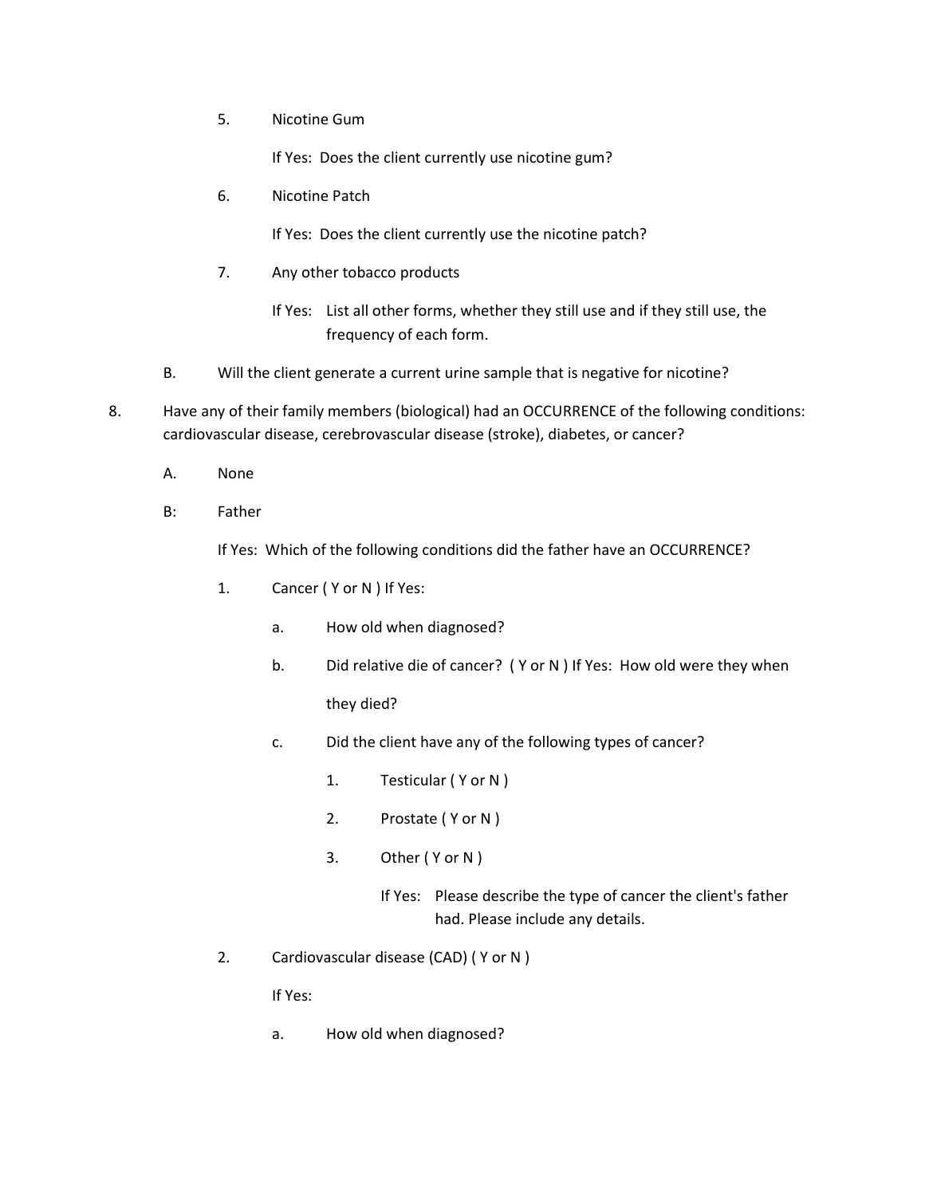5. Nicotine Gum

   If Yes: Does the client currently use nicotine gum?

6. Nicotine Patch

   If Yes: Does the client currently use the nicotine patch?

7. Any other tobacco products

   If Yes: List all other forms, whether they still use and if they still use, the frequency of each form.

B. Will the client generate a current urine sample that is negative for nicotine?

8. Have any of their family members (biological) had an OCCURRENCE of the following conditions: cardiovascular disease, cerebrovascular disease (stroke), diabetes, or cancer?

   A. None

   B: Father

   If Yes: Which of the following conditions did the father have an OCCURRENCE?

   1. Cancer ( Y or N ) If Yes:

      a. How old when diagnosed?

      b. Did relative die of cancer? ( Y or N ) If Yes: How old were they when they died?

      c. Did the client have any of the following types of cancer?

         1. Testicular ( Y or N )

         2. Prostate ( Y or N )

         3. Other ( Y or N )

            If Yes: Please describe the type of cancer the client's father had. Please include any details.

   2. Cardiovascular disease (CAD) ( Y or N )

      If Yes:

      a. How old when diagnosed?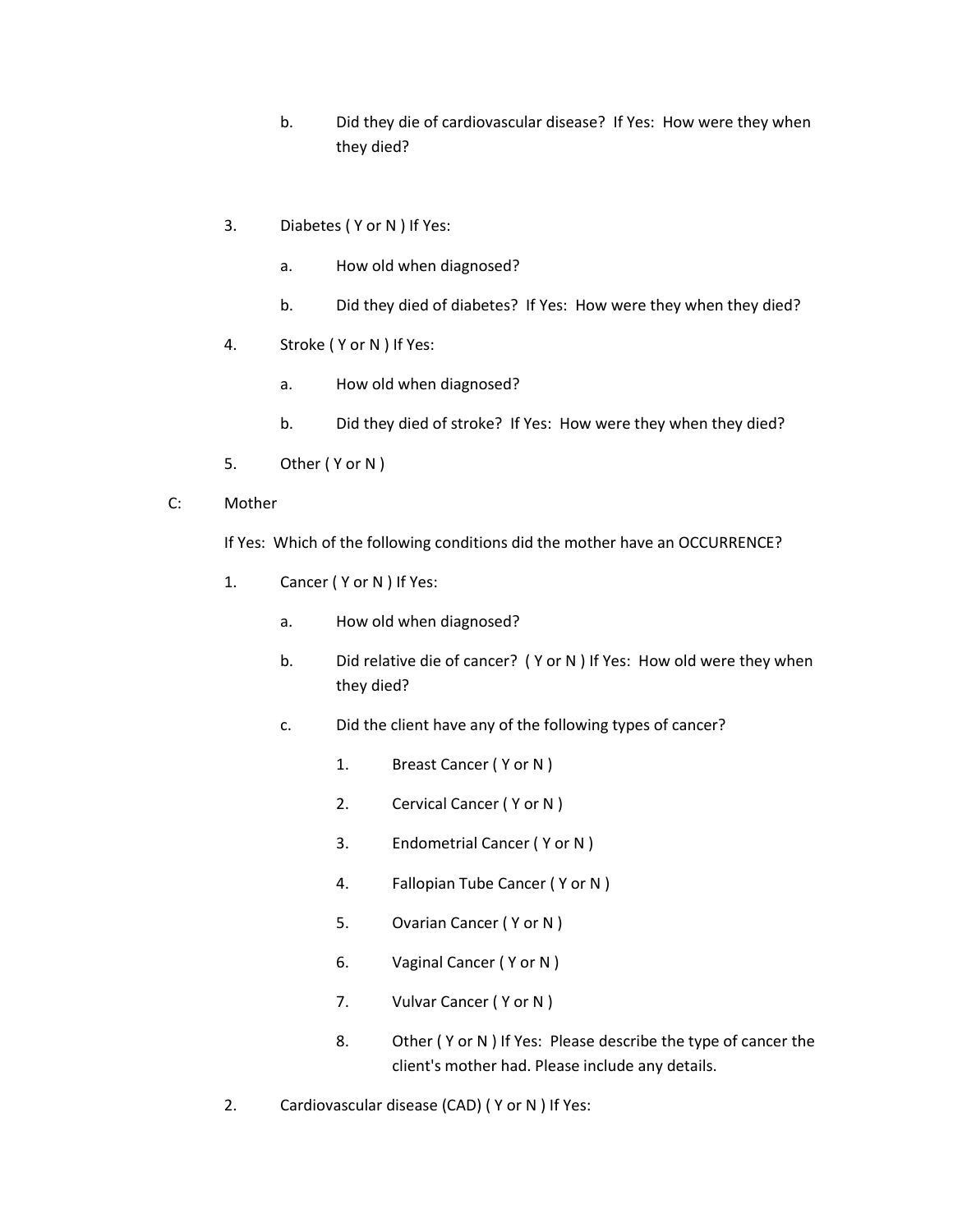b. Did they die of cardiovascular disease? If Yes: How were they when they died?

3. Diabetes ( Y or N ) If Yes:

    a. How old when diagnosed?

    b. Did they died of diabetes? If Yes: How were they when they died?

4. Stroke ( Y or N ) If Yes:

    a. How old when diagnosed?

    b. Did they died of stroke? If Yes: How were they when they died?

5. Other ( Y or N )

C: Mother

If Yes: Which of the following conditions did the mother have an OCCURRENCE?

1. Cancer ( Y or N ) If Yes:

    a. How old when diagnosed?

    b. Did relative die of cancer? ( Y or N ) If Yes: How old were they when they died?

    c. Did the client have any of the following types of cancer?

        1. Breast Cancer ( Y or N )

        2. Cervical Cancer ( Y or N )

        3. Endometrial Cancer ( Y or N )

        4. Fallopian Tube Cancer ( Y or N )

        5. Ovarian Cancer ( Y or N )

        6. Vaginal Cancer ( Y or N )

        7. Vulvar Cancer ( Y or N )

        8. Other ( Y or N ) If Yes: Please describe the type of cancer the client's mother had. Please include any details.

2. Cardiovascular disease (CAD) ( Y or N ) If Yes: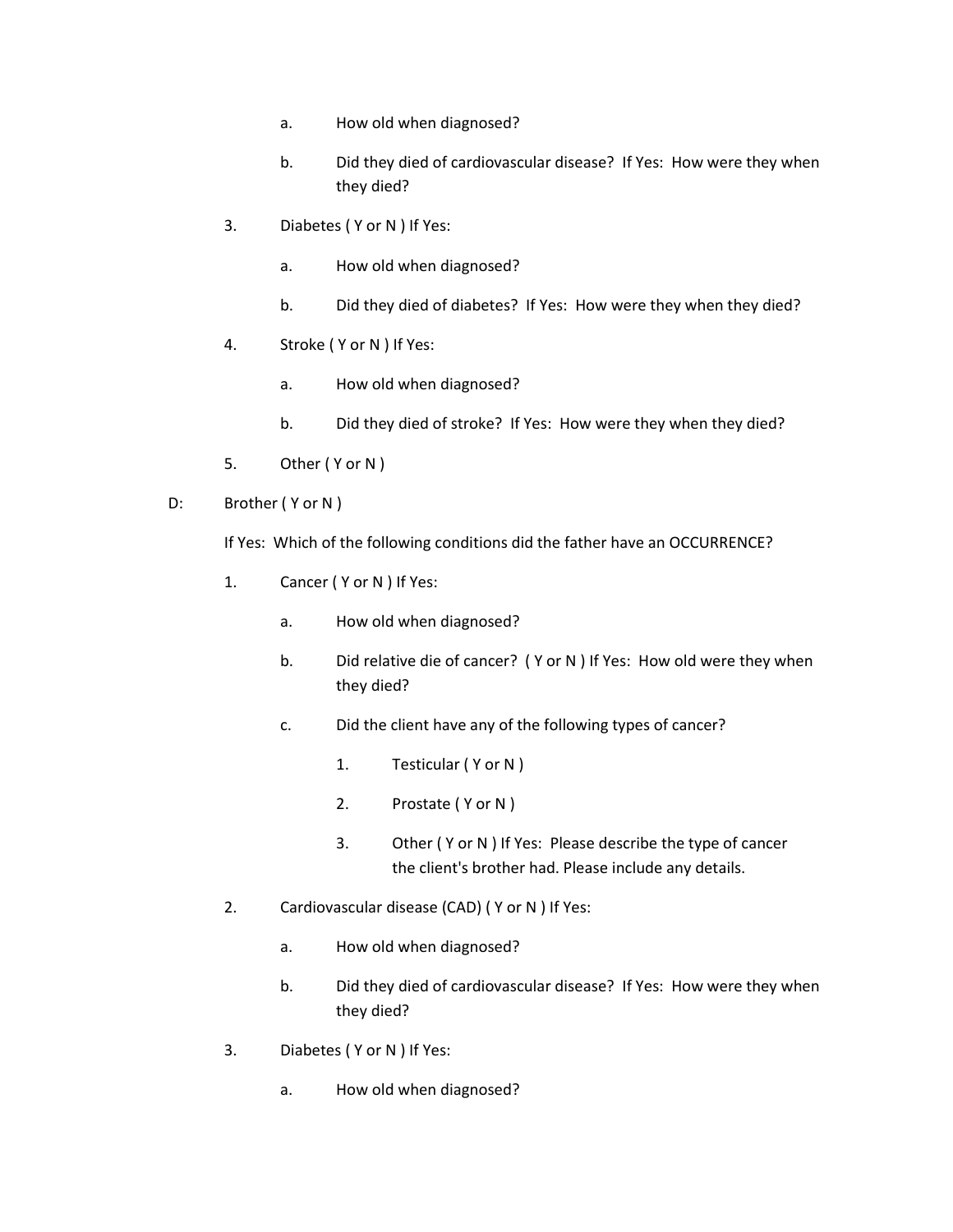a. How old when diagnosed?

b. Did they died of cardiovascular disease? If Yes: How were they when they died?

3. Diabetes ( Y or N ) If Yes:

   a. How old when diagnosed?

   b. Did they died of diabetes? If Yes: How were they when they died?

4. Stroke ( Y or N ) If Yes:

   a. How old when diagnosed?

   b. Did they died of stroke? If Yes: How were they when they died?

5. Other ( Y or N )

D: Brother ( Y or N )

If Yes: Which of the following conditions did the father have an OCCURRENCE?

1. Cancer ( Y or N ) If Yes:

   a. How old when diagnosed?

   b. Did relative die of cancer? ( Y or N ) If Yes: How old were they when they died?

   c. Did the client have any of the following types of cancer?

      1. Testicular ( Y or N )

      2. Prostate ( Y or N )

      3. Other ( Y or N ) If Yes: Please describe the type of cancer the client's brother had. Please include any details.

2. Cardiovascular disease (CAD) ( Y or N ) If Yes:

   a. How old when diagnosed?

   b. Did they died of cardiovascular disease? If Yes: How were they when they died?

3. Diabetes ( Y or N ) If Yes:

   a. How old when diagnosed?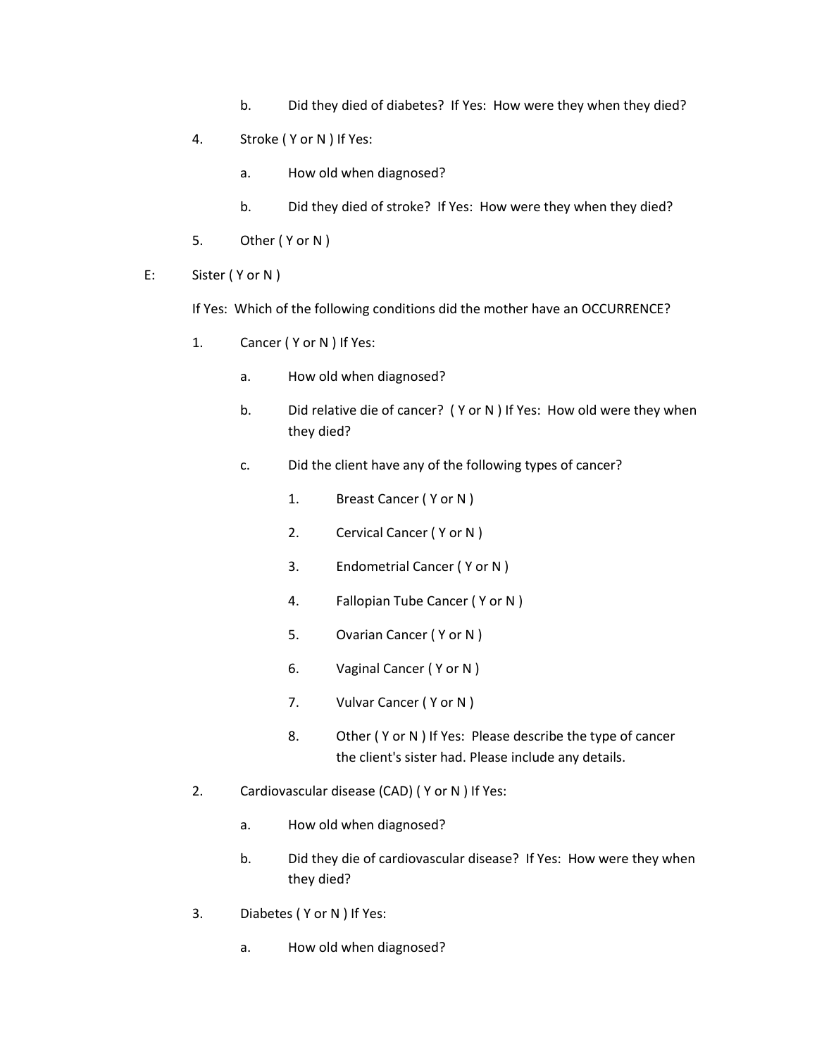b. Did they died of diabetes? If Yes: How were they when they died?

4. Stroke ( Y or N ) If Yes:

   a. How old when diagnosed?

   b. Did they died of stroke? If Yes: How were they when they died?

5. Other ( Y or N )

E: Sister ( Y or N )

If Yes: Which of the following conditions did the mother have an OCCURRENCE?

1. Cancer ( Y or N ) If Yes:

   a. How old when diagnosed?

   b. Did relative die of cancer? ( Y or N ) If Yes: How old were they when they died?

   c. Did the client have any of the following types of cancer?

      1. Breast Cancer ( Y or N )

      2. Cervical Cancer ( Y or N )

      3. Endometrial Cancer ( Y or N )

      4. Fallopian Tube Cancer ( Y or N )

      5. Ovarian Cancer ( Y or N )

      6. Vaginal Cancer ( Y or N )

      7. Vulvar Cancer ( Y or N )

      8. Other ( Y or N ) If Yes: Please describe the type of cancer the client's sister had. Please include any details.

2. Cardiovascular disease (CAD) ( Y or N ) If Yes:

   a. How old when diagnosed?

   b. Did they die of cardiovascular disease? If Yes: How were they when they died?

3. Diabetes ( Y or N ) If Yes:

   a. How old when diagnosed?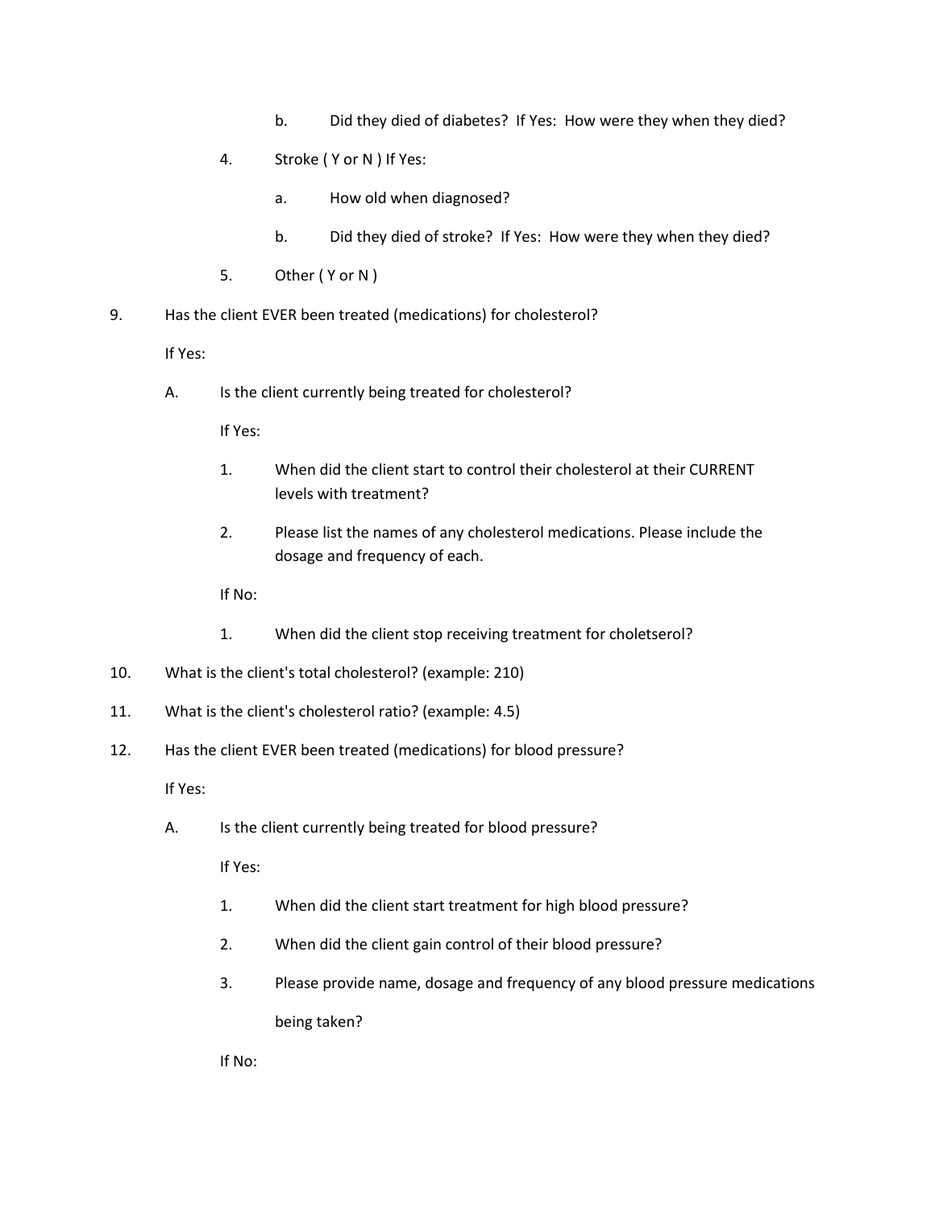b. Did they died of diabetes? If Yes: How were they when they died?

4. Stroke ( Y or N ) If Yes:

   a. How old when diagnosed?

   b. Did they died of stroke? If Yes: How were they when they died?

5. Other ( Y or N )

9. Has the client EVER been treated (medications) for cholesterol?

   If Yes:

   A. Is the client currently being treated for cholesterol?

      If Yes:

      1. When did the client start to control their cholesterol at their CURRENT levels with treatment?

      2. Please list the names of any cholesterol medications. Please include the dosage and frequency of each.

      If No:

      1. When did the client stop receiving treatment for choletserol?

10. What is the client's total cholesterol? (example: 210)

11. What is the client's cholesterol ratio? (example: 4.5)

12. Has the client EVER been treated (medications) for blood pressure?

    If Yes:

    A. Is the client currently being treated for blood pressure?

       If Yes:

       1. When did the client start treatment for high blood pressure?

       2. When did the client gain control of their blood pressure?

       3. Please provide name, dosage and frequency of any blood pressure medications being taken?

       If No: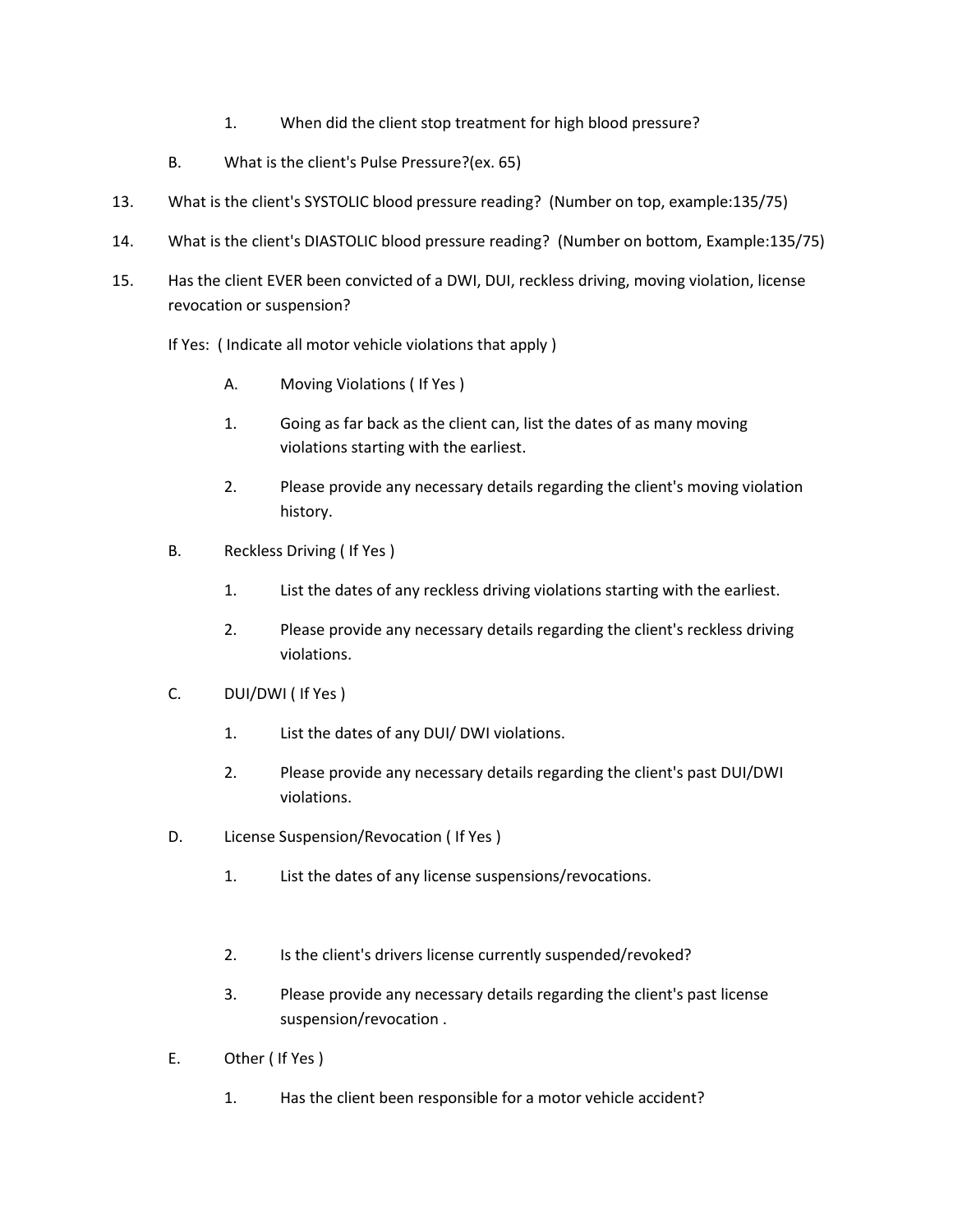1. When did the client stop treatment for high blood pressure?

B. What is the client's Pulse Pressure?(ex. 65)

13. What is the client's SYSTOLIC blood pressure reading? (Number on top, example:135/75)

14. What is the client's DIASTOLIC blood pressure reading? (Number on bottom, Example:135/75)

15. Has the client EVER been convicted of a DWI, DUI, reckless driving, moving violation, license revocation or suspension?

If Yes: ( Indicate all motor vehicle violations that apply )

A. Moving Violations ( If Yes )

1. Going as far back as the client can, list the dates of as many moving violations starting with the earliest.

2. Please provide any necessary details regarding the client's moving violation history.

B. Reckless Driving ( If Yes )

1. List the dates of any reckless driving violations starting with the earliest.

2. Please provide any necessary details regarding the client's reckless driving violations.

C. DUI/DWI ( If Yes )

1. List the dates of any DUI/ DWI violations.

2. Please provide any necessary details regarding the client's past DUI/DWI violations.

D. License Suspension/Revocation ( If Yes )

1. List the dates of any license suspensions/revocations.

2. Is the client's drivers license currently suspended/revoked?

3. Please provide any necessary details regarding the client's past license suspension/revocation .

E. Other ( If Yes )

1. Has the client been responsible for a motor vehicle accident?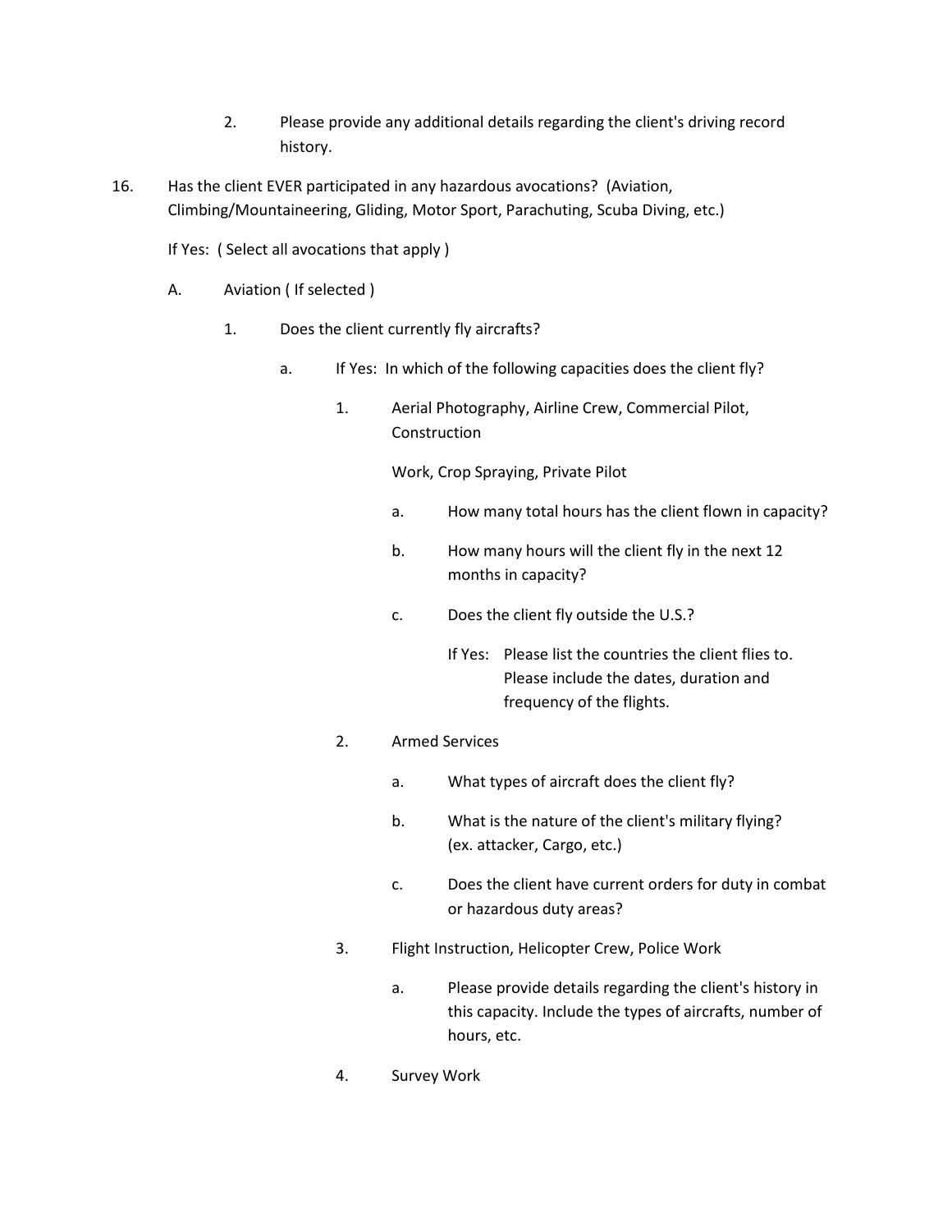2. Please provide any additional details regarding the client's driving record history.

16. Has the client EVER participated in any hazardous avocations? (Aviation, Climbing/Mountaineering, Gliding, Motor Sport, Parachuting, Scuba Diving, etc.)

    If Yes: ( Select all avocations that apply )

    A. Aviation ( If selected )

        1. Does the client currently fly aircrafts?

            a. If Yes: In which of the following capacities does the client fly?

                1. Aerial Photography, Airline Crew, Commercial Pilot, Construction

                   Work, Crop Spraying, Private Pilot

                    a. How many total hours has the client flown in capacity?

                    b. How many hours will the client fly in the next 12 months in capacity?

                    c. Does the client fly outside the U.S.?

                       If Yes: Please list the countries the client flies to. Please include the dates, duration and frequency of the flights.

                2. Armed Services

                    a. What types of aircraft does the client fly?

                    b. What is the nature of the client's military flying? (ex. attacker, Cargo, etc.)

                    c. Does the client have current orders for duty in combat or hazardous duty areas?

                3. Flight Instruction, Helicopter Crew, Police Work

                    a. Please provide details regarding the client's history in this capacity. Include the types of aircrafts, number of hours, etc.

                4. Survey Work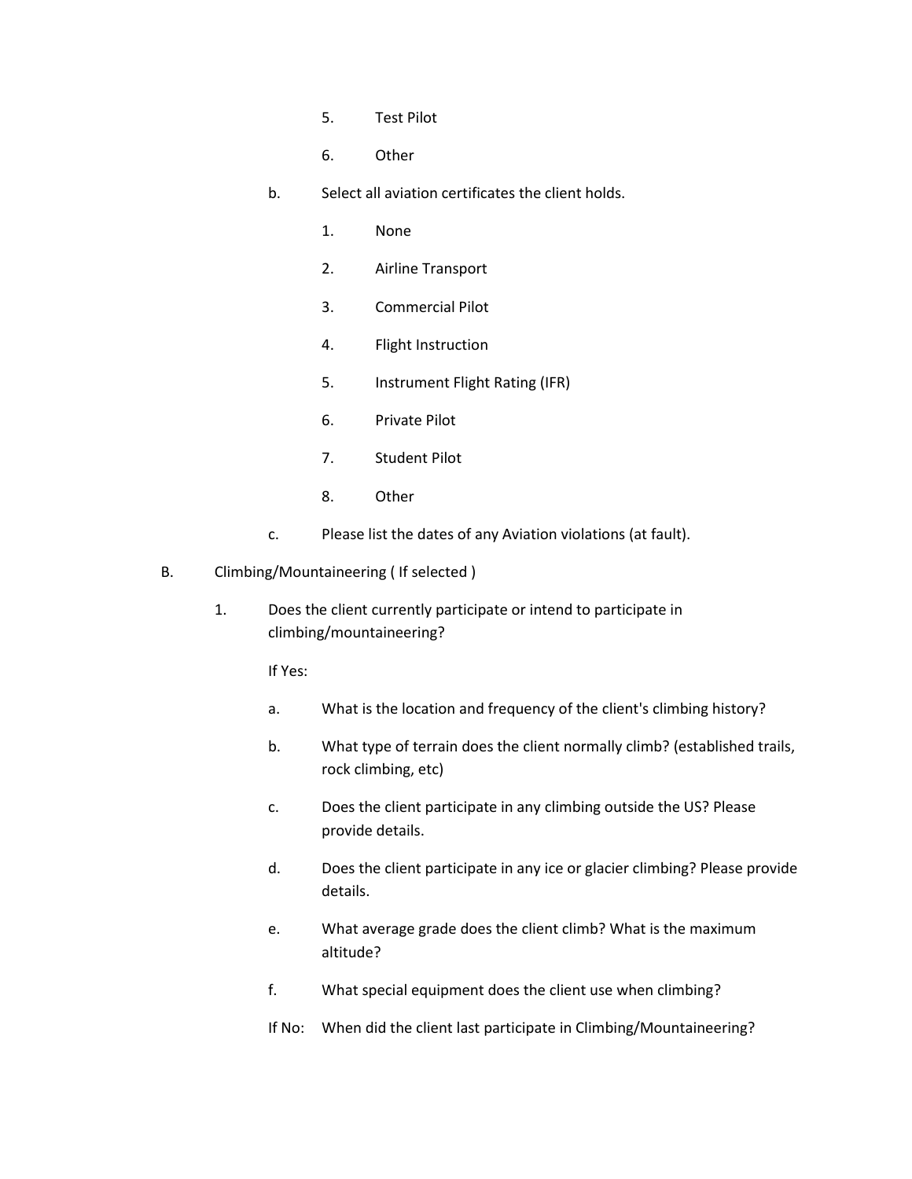5. Test Pilot

6. Other

b. Select all aviation certificates the client holds.

1. None

2. Airline Transport

3. Commercial Pilot

4. Flight Instruction

5. Instrument Flight Rating (IFR)

6. Private Pilot

7. Student Pilot

8. Other

c. Please list the dates of any Aviation violations (at fault).

B. Climbing/Mountaineering ( If selected )

1. Does the client currently participate or intend to participate in climbing/mountaineering?

If Yes:

a. What is the location and frequency of the client's climbing history?

b. What type of terrain does the client normally climb? (established trails, rock climbing, etc)

c. Does the client participate in any climbing outside the US? Please provide details.

d. Does the client participate in any ice or glacier climbing? Please provide details.

e. What average grade does the client climb? What is the maximum altitude?

f. What special equipment does the client use when climbing?

If No: When did the client last participate in Climbing/Mountaineering?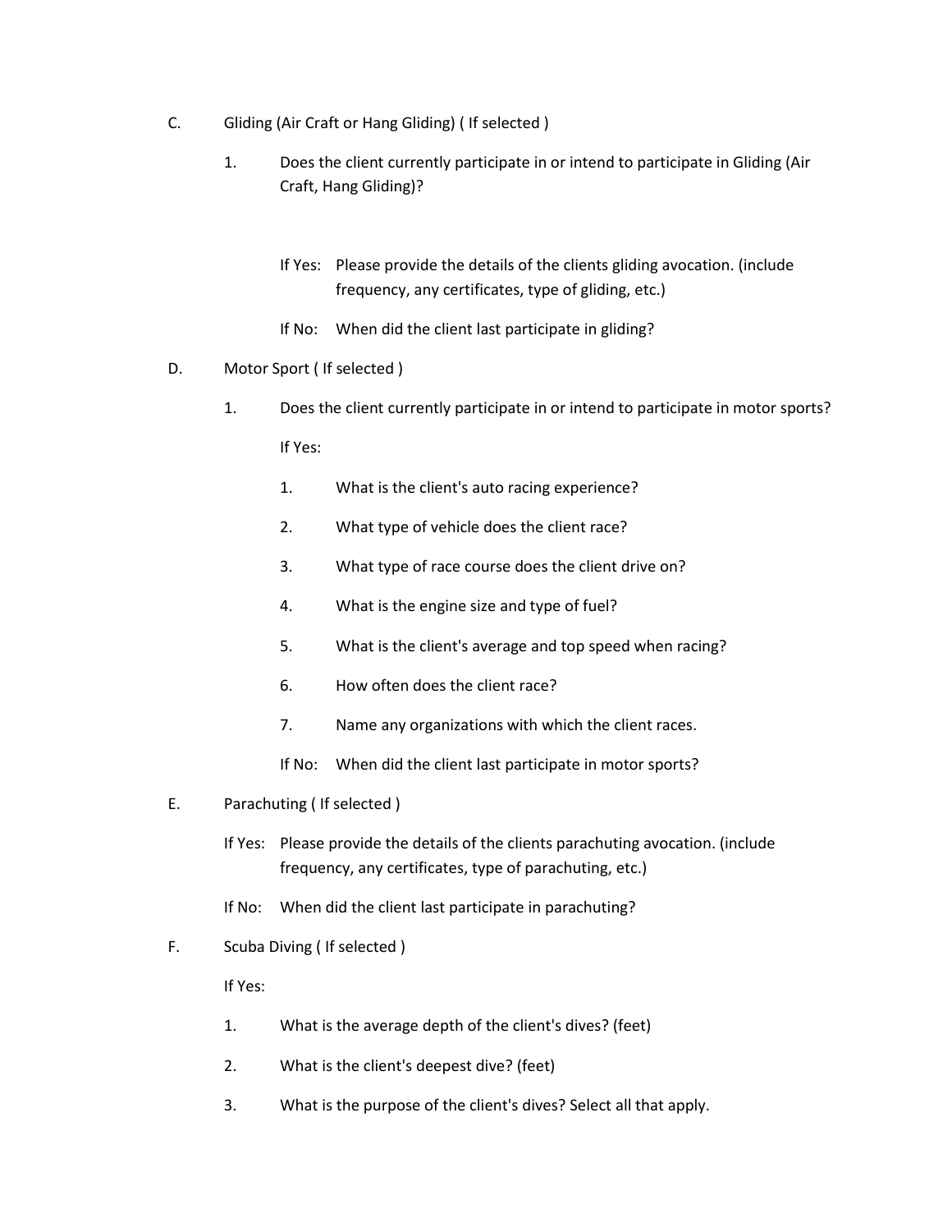C. Gliding (Air Craft or Hang Gliding) ( If selected )

1. Does the client currently participate in or intend to participate in Gliding (Air Craft, Hang Gliding)?

   If Yes: Please provide the details of the clients gliding avocation. (include frequency, any certificates, type of gliding, etc.)

   If No: When did the client last participate in gliding?

D. Motor Sport ( If selected )

1. Does the client currently participate in or intend to participate in motor sports?

   If Yes:

   1. What is the client's auto racing experience?
   2. What type of vehicle does the client race?
   3. What type of race course does the client drive on?
   4. What is the engine size and type of fuel?
   5. What is the client's average and top speed when racing?
   6. How often does the client race?
   7. Name any organizations with which the client races.

   If No: When did the client last participate in motor sports?

E. Parachuting ( If selected )

If Yes: Please provide the details of the clients parachuting avocation. (include frequency, any certificates, type of parachuting, etc.)

If No: When did the client last participate in parachuting?

F. Scuba Diving ( If selected )

If Yes:

1. What is the average depth of the client's dives? (feet)
2. What is the client's deepest dive? (feet)
3. What is the purpose of the client's dives? Select all that apply.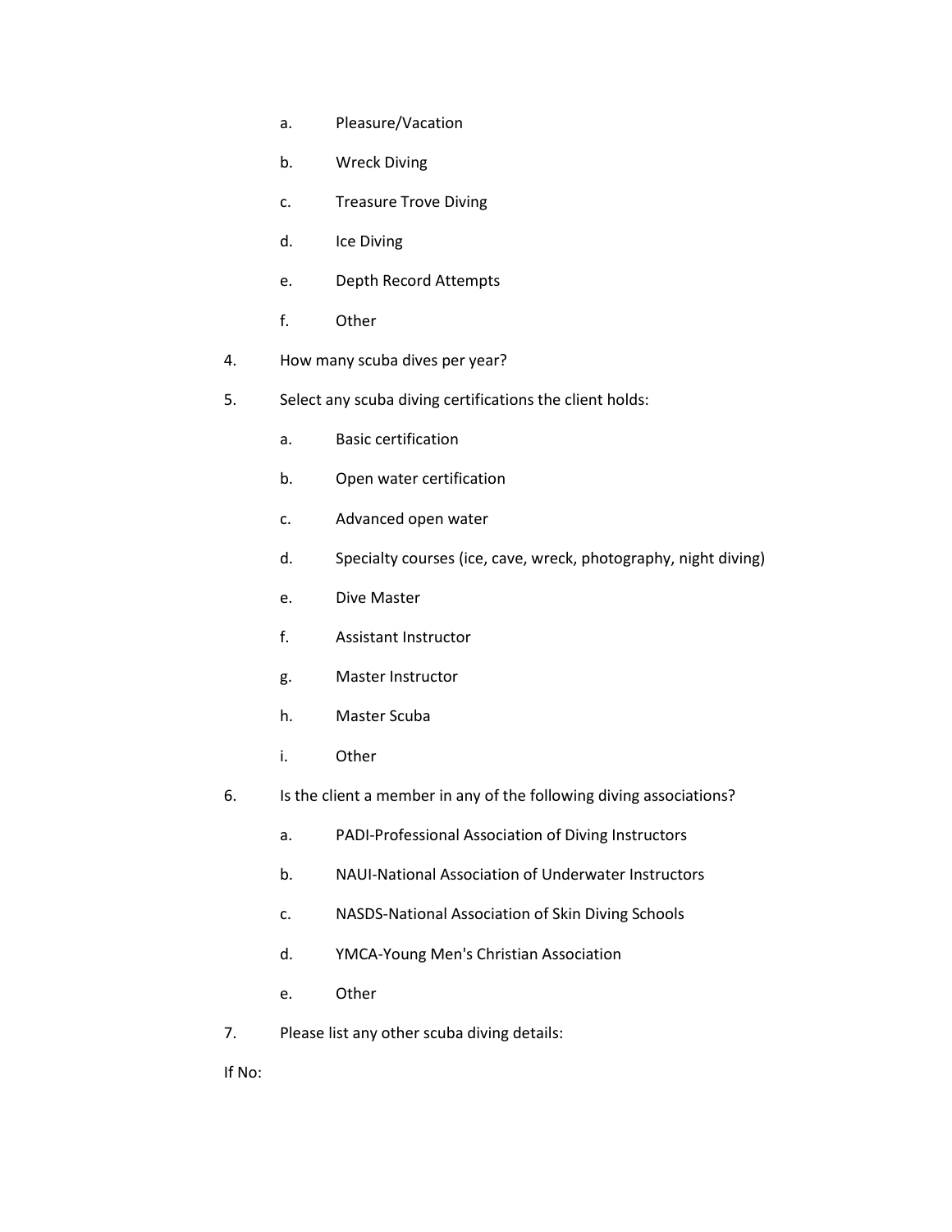a. Pleasure/Vacation

    b. Wreck Diving

    c. Treasure Trove Diving

    d. Ice Diving

    e. Depth Record Attempts

    f. Other

4. How many scuba dives per year?

5. Select any scuba diving certifications the client holds:

    a. Basic certification

    b. Open water certification

    c. Advanced open water

    d. Specialty courses (ice, cave, wreck, photography, night diving)

    e. Dive Master

    f. Assistant Instructor

    g. Master Instructor

    h. Master Scuba

    i. Other

6. Is the client a member in any of the following diving associations?

    a. PADI-Professional Association of Diving Instructors

    b. NAUI-National Association of Underwater Instructors

    c. NASDS-National Association of Skin Diving Schools

    d. YMCA-Young Men's Christian Association

    e. Other

7. Please list any other scuba diving details:

If No: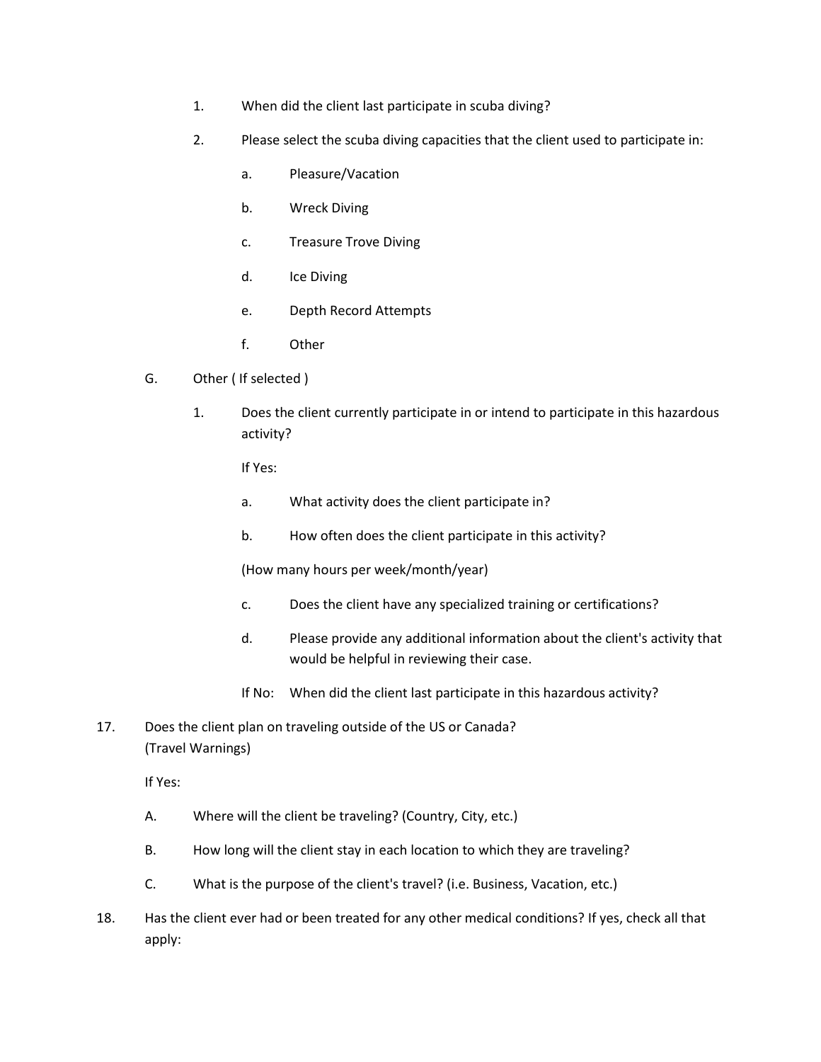1. When did the client last participate in scuba diving?

2. Please select the scuba diving capacities that the client used to participate in:

    a. Pleasure/Vacation

    b. Wreck Diving

    c. Treasure Trove Diving

    d. Ice Diving

    e. Depth Record Attempts

    f. Other

G. Other ( If selected )

1. Does the client currently participate in or intend to participate in this hazardous activity?

    If Yes:

    a. What activity does the client participate in?

    b. How often does the client participate in this activity?

    (How many hours per week/month/year)

    c. Does the client have any specialized training or certifications?

    d. Please provide any additional information about the client's activity that would be helpful in reviewing their case.

    If No: When did the client last participate in this hazardous activity?

17. Does the client plan on traveling outside of the US or Canada?
    (Travel Warnings)

    If Yes:

    A. Where will the client be traveling? (Country, City, etc.)

    B. How long will the client stay in each location to which they are traveling?

    C. What is the purpose of the client's travel? (i.e. Business, Vacation, etc.)

18. Has the client ever had or been treated for any other medical conditions? If yes, check all that apply: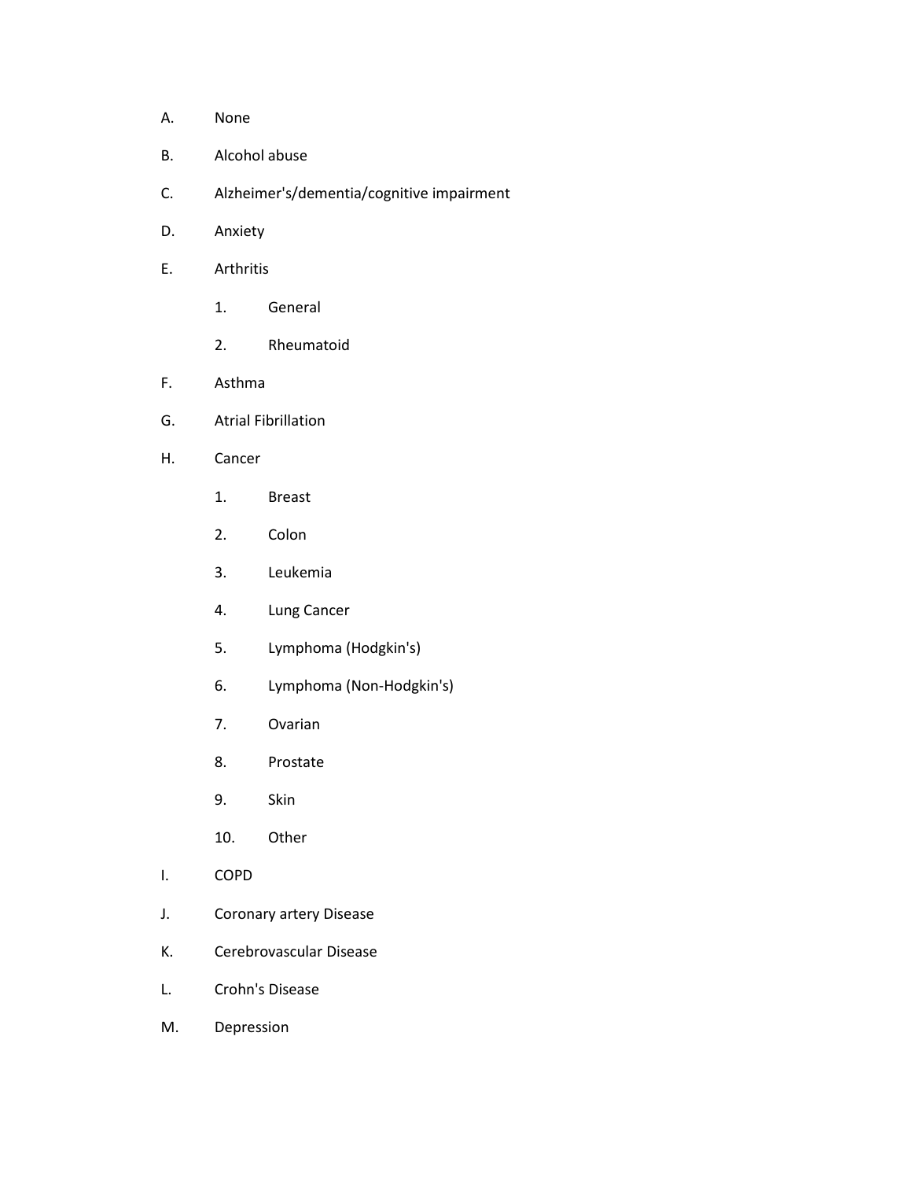A. None

B. Alcohol abuse

C. Alzheimer's/dementia/cognitive impairment

D. Anxiety

E. Arthritis

   1. General

   2. Rheumatoid

F. Asthma

G. Atrial Fibrillation

H. Cancer

   1. Breast

   2. Colon

   3. Leukemia

   4. Lung Cancer

   5. Lymphoma (Hodgkin's)

   6. Lymphoma (Non-Hodgkin's)

   7. Ovarian

   8. Prostate

   9. Skin

   10. Other

I. COPD

J. Coronary artery Disease

K. Cerebrovascular Disease

L. Crohn's Disease

M. Depression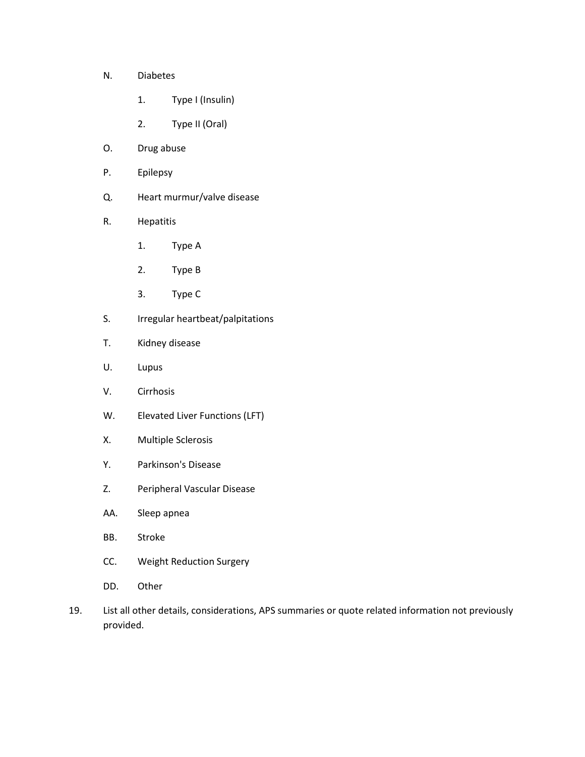N. Diabetes

   1. Type I (Insulin)

   2. Type II (Oral)

O. Drug abuse

P. Epilepsy

Q. Heart murmur/valve disease

R. Hepatitis

   1. Type A

   2. Type B

   3. Type C

S. Irregular heartbeat/palpitations

T. Kidney disease

U. Lupus

V. Cirrhosis

W. Elevated Liver Functions (LFT)

X. Multiple Sclerosis

Y. Parkinson's Disease

Z. Peripheral Vascular Disease

AA. Sleep apnea

BB. Stroke

CC. Weight Reduction Surgery

DD. Other

19. List all other details, considerations, APS summaries or quote related information not previously provided.